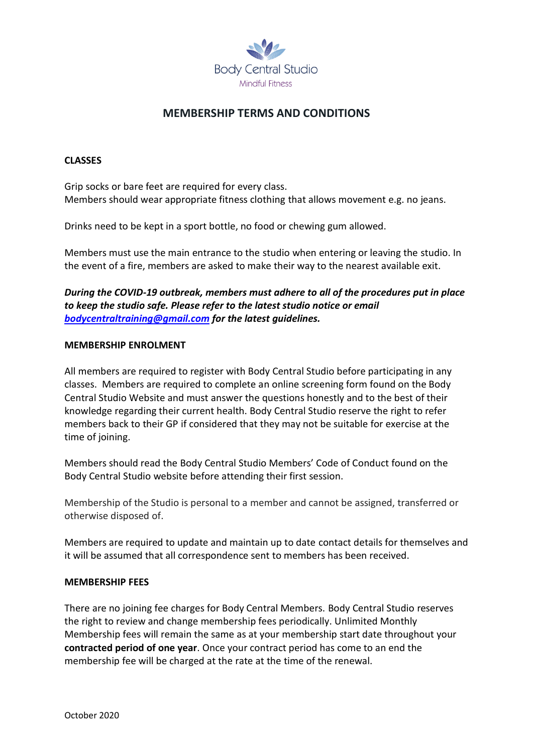Body Central Studio

Mindful Fitness

# MEMBERSHIP TERMS AND CONDITIONS

## CLASSES

Grip socks or bare feet are required for every class.
Members should wear appropriate fitness clothing that allows movement e.g. no jeans.

Drinks need to be kept in a sport bottle, no food or chewing gum allowed.

Members must use the main entrance to the studio when entering or leaving the studio. In the event of a fire, members are asked to make their way to the nearest available exit.

***During the COVID-19 outbreak, members must adhere to all of the procedures put in place to keep the studio safe. Please refer to the latest studio notice or email [bodycentraltraining@gmail.com](mailto:bodycentraltraining@gmail.com) for the latest guidelines.***

## MEMBERSHIP ENROLMENT

All members are required to register with Body Central Studio before participating in any classes. Members are required to complete an online screening form found on the Body Central Studio Website and must answer the questions honestly and to the best of their knowledge regarding their current health. Body Central Studio reserve the right to refer members back to their GP if considered that they may not be suitable for exercise at the time of joining.

Members should read the Body Central Studio Members' Code of Conduct found on the Body Central Studio website before attending their first session.

Membership of the Studio is personal to a member and cannot be assigned, transferred or otherwise disposed of.

Members are required to update and maintain up to date contact details for themselves and it will be assumed that all correspondence sent to members has been received.

## MEMBERSHIP FEES

There are no joining fee charges for Body Central Members. Body Central Studio reserves the right to review and change membership fees periodically. Unlimited Monthly Membership fees will remain the same as at your membership start date throughout your **contracted period of one year**. Once your contract period has come to an end the membership fee will be charged at the rate at the time of the renewal.

October 2020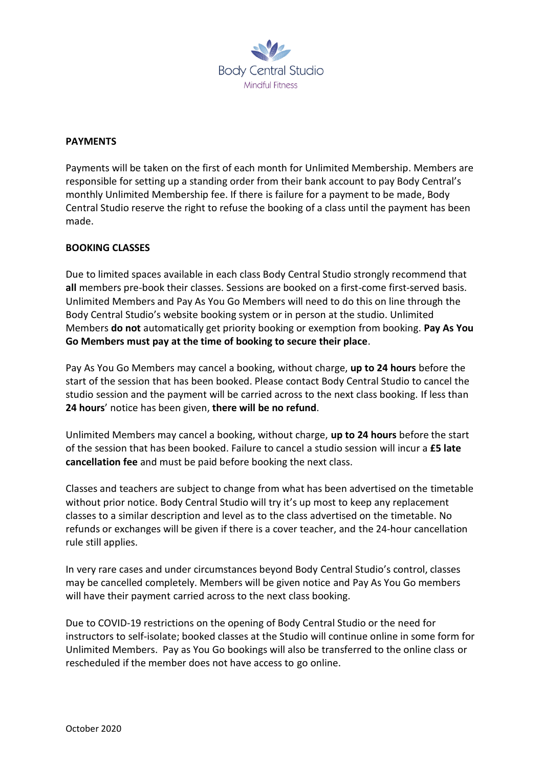Body Central Studio

Mindful Fitness

**PAYMENTS**

Payments will be taken on the first of each month for Unlimited Membership. Members are responsible for setting up a standing order from their bank account to pay Body Central's monthly Unlimited Membership fee. If there is failure for a payment to be made, Body Central Studio reserve the right to refuse the booking of a class until the payment has been made.

**BOOKING CLASSES**

Due to limited spaces available in each class Body Central Studio strongly recommend that **all** members pre-book their classes. Sessions are booked on a first-come first-served basis. Unlimited Members and Pay As You Go Members will need to do this on line through the Body Central Studio's website booking system or in person at the studio. Unlimited Members **do not** automatically get priority booking or exemption from booking. **Pay As You Go Members must pay at the time of booking to secure their place**.

Pay As You Go Members may cancel a booking, without charge, **up to 24 hours** before the start of the session that has been booked. Please contact Body Central Studio to cancel the studio session and the payment will be carried across to the next class booking. If less than **24 hours**' notice has been given, **there will be no refund**.

Unlimited Members may cancel a booking, without charge, **up to 24 hours** before the start of the session that has been booked. Failure to cancel a studio session will incur a **£5 late cancellation fee** and must be paid before booking the next class.

Classes and teachers are subject to change from what has been advertised on the timetable without prior notice. Body Central Studio will try it's up most to keep any replacement classes to a similar description and level as to the class advertised on the timetable. No refunds or exchanges will be given if there is a cover teacher, and the 24-hour cancellation rule still applies.

In very rare cases and under circumstances beyond Body Central Studio's control, classes may be cancelled completely. Members will be given notice and Pay As You Go members will have their payment carried across to the next class booking.

Due to COVID-19 restrictions on the opening of Body Central Studio or the need for instructors to self-isolate; booked classes at the Studio will continue online in some form for Unlimited Members. Pay as You Go bookings will also be transferred to the online class or rescheduled if the member does not have access to go online.

October 2020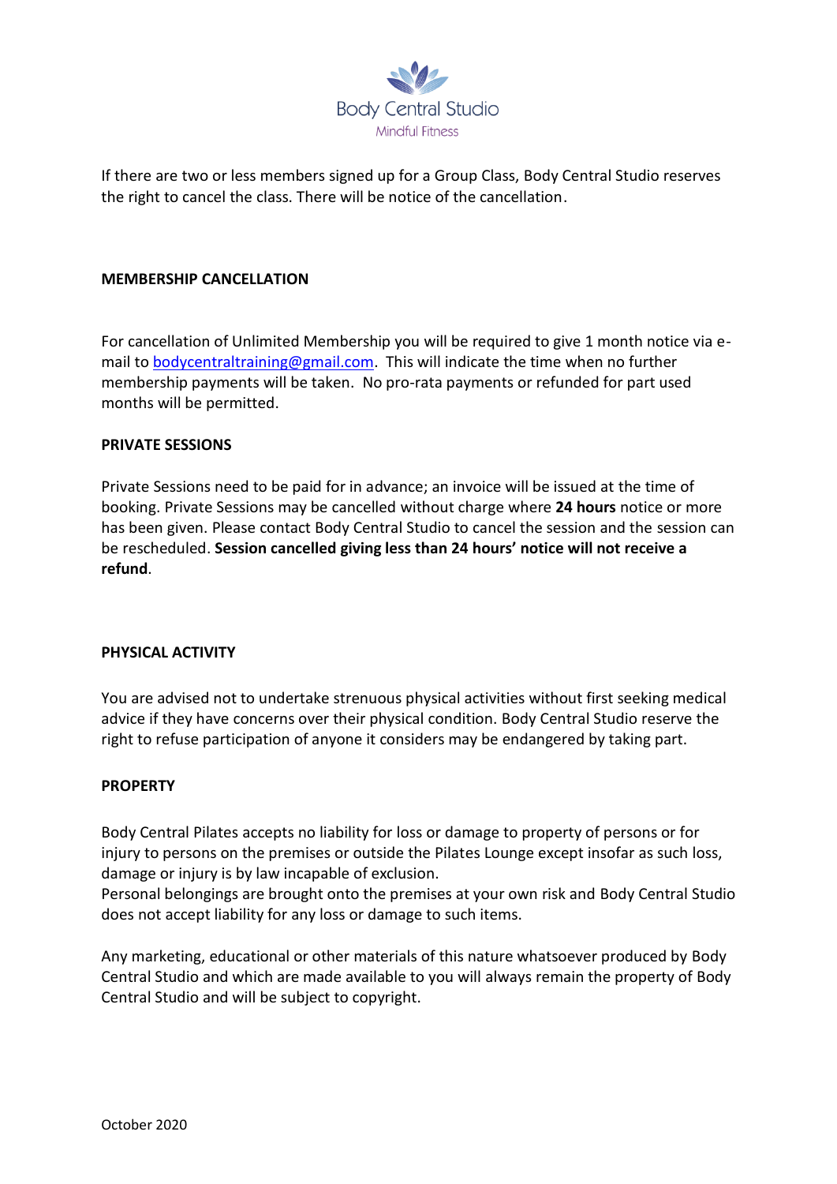If there are two or less members signed up for a Group Class, Body Central Studio reserves the right to cancel the class. There will be notice of the cancellation.

**MEMBERSHIP CANCELLATION**

For cancellation of Unlimited Membership you will be required to give 1 month notice via e-mail to bodycentraltraining@gmail.com. This will indicate the time when no further membership payments will be taken. No pro-rata payments or refunded for part used months will be permitted.

**PRIVATE SESSIONS**

Private Sessions need to be paid for in advance; an invoice will be issued at the time of booking. Private Sessions may be cancelled without charge where **24 hours** notice or more has been given. Please contact Body Central Studio to cancel the session and the session can be rescheduled. **Session cancelled giving less than 24 hours' notice will not receive a refund**.

**PHYSICAL ACTIVITY**

You are advised not to undertake strenuous physical activities without first seeking medical advice if they have concerns over their physical condition. Body Central Studio reserve the right to refuse participation of anyone it considers may be endangered by taking part.

**PROPERTY**

Body Central Pilates accepts no liability for loss or damage to property of persons or for injury to persons on the premises or outside the Pilates Lounge except insofar as such loss, damage or injury is by law incapable of exclusion.
Personal belongings are brought onto the premises at your own risk and Body Central Studio does not accept liability for any loss or damage to such items.

Any marketing, educational or other materials of this nature whatsoever produced by Body Central Studio and which are made available to you will always remain the property of Body Central Studio and will be subject to copyright.

October 2020